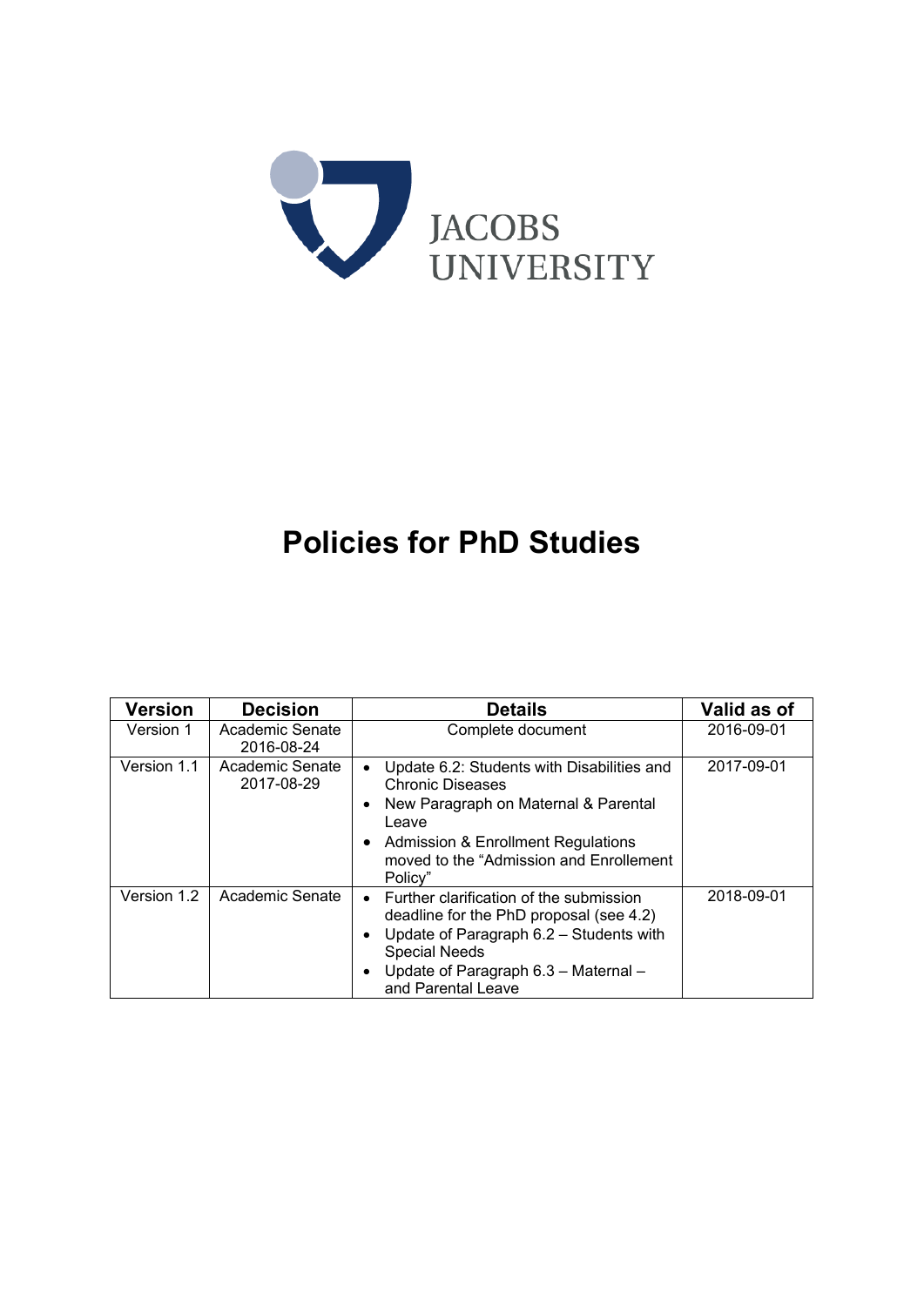JACOBS UNIVERSITY

# Policies for PhD Studies

| Version | Decision | Details | Valid as of |
|---|---|---|---|
| Version 1 | Academic Senate 2016-08-24 | Complete document | 2016-09-01 |
| Version 1.1 | Academic Senate 2017-08-29 | • Update 6.2: Students with Disabilities and Chronic Diseases<br>• New Paragraph on Maternal & Parental Leave<br>• Admission & Enrollment Regulations moved to the "Admission and Enrollement Policy" | 2017-09-01 |
| Version 1.2 | Academic Senate | • Further clarification of the submission deadline for the PhD proposal (see 4.2)<br>• Update of Paragraph 6.2 – Students with Special Needs<br>• Update of Paragraph 6.3 – Maternal – and Parental Leave | 2018-09-01 |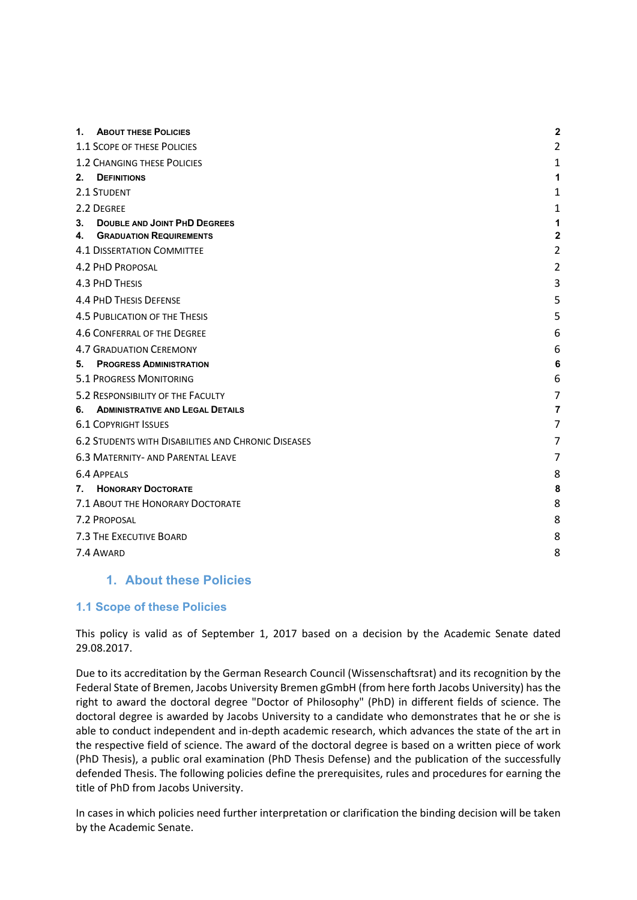| | |
|---|---|
| **1. About these Policies** | **2** |
| 1.1 Scope of these Policies | 2 |
| 1.2 Changing these Policies | 1 |
| **2. Definitions** | **1** |
| 2.1 Student | 1 |
| 2.2 Degree | 1 |
| **3. Double and Joint PhD Degrees** | **1** |
| **4. Graduation Requirements** | **2** |
| 4.1 Dissertation Committee | 2 |
| 4.2 PhD Proposal | 2 |
| 4.3 PhD Thesis | 3 |
| 4.4 PhD Thesis Defense | 5 |
| 4.5 Publication of the Thesis | 5 |
| 4.6 Conferral of the Degree | 6 |
| 4.7 Graduation Ceremony | 6 |
| **5. Progress Administration** | **6** |
| 5.1 Progress Monitoring | 6 |
| 5.2 Responsibility of the Faculty | 7 |
| **6. Administrative and Legal Details** | **7** |
| 6.1 Copyright Issues | 7 |
| 6.2 Students with Disabilities and Chronic Diseases | 7 |
| 6.3 Maternity- and Parental Leave | 7 |
| 6.4 Appeals | 8 |
| **7. Honorary Doctorate** | **8** |
| 7.1 About the Honorary Doctorate | 8 |
| 7.2 Proposal | 8 |
| 7.3 The Executive Board | 8 |
| 7.4 Award | 8 |

# 1. About these Policies

## 1.1 Scope of these Policies

This policy is valid as of September 1, 2017 based on a decision by the Academic Senate dated 29.08.2017.

Due to its accreditation by the German Research Council (Wissenschaftsrat) and its recognition by the Federal State of Bremen, Jacobs University Bremen gGmbH (from here forth Jacobs University) has the right to award the doctoral degree "Doctor of Philosophy" (PhD) in different fields of science. The doctoral degree is awarded by Jacobs University to a candidate who demonstrates that he or she is able to conduct independent and in-depth academic research, which advances the state of the art in the respective field of science. The award of the doctoral degree is based on a written piece of work (PhD Thesis), a public oral examination (PhD Thesis Defense) and the publication of the successfully defended Thesis. The following policies define the prerequisites, rules and procedures for earning the title of PhD from Jacobs University.

In cases in which policies need further interpretation or clarification the binding decision will be taken by the Academic Senate.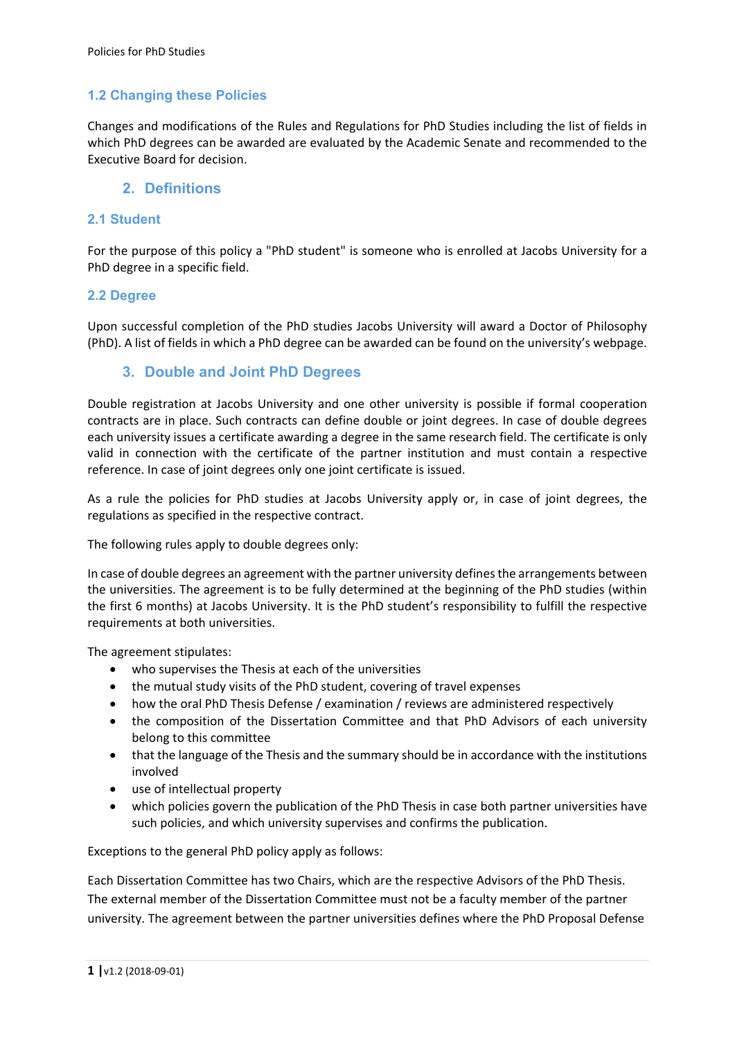### 1.2 Changing these Policies

Changes and modifications of the Rules and Regulations for PhD Studies including the list of fields in which PhD degrees can be awarded are evaluated by the Academic Senate and recommended to the Executive Board for decision.

## 2. Definitions

### 2.1 Student

For the purpose of this policy a "PhD student" is someone who is enrolled at Jacobs University for a PhD degree in a specific field.

### 2.2 Degree

Upon successful completion of the PhD studies Jacobs University will award a Doctor of Philosophy (PhD). A list of fields in which a PhD degree can be awarded can be found on the university's webpage.

## 3. Double and Joint PhD Degrees

Double registration at Jacobs University and one other university is possible if formal cooperation contracts are in place. Such contracts can define double or joint degrees. In case of double degrees each university issues a certificate awarding a degree in the same research field. The certificate is only valid in connection with the certificate of the partner institution and must contain a respective reference. In case of joint degrees only one joint certificate is issued.

As a rule the policies for PhD studies at Jacobs University apply or, in case of joint degrees, the regulations as specified in the respective contract.

The following rules apply to double degrees only:

In case of double degrees an agreement with the partner university defines the arrangements between the universities. The agreement is to be fully determined at the beginning of the PhD studies (within the first 6 months) at Jacobs University. It is the PhD student's responsibility to fulfill the respective requirements at both universities.

The agreement stipulates:

- who supervises the Thesis at each of the universities
- the mutual study visits of the PhD student, covering of travel expenses
- how the oral PhD Thesis Defense / examination / reviews are administered respectively
- the composition of the Dissertation Committee and that PhD Advisors of each university belong to this committee
- that the language of the Thesis and the summary should be in accordance with the institutions involved
- use of intellectual property
- which policies govern the publication of the PhD Thesis in case both partner universities have such policies, and which university supervises and confirms the publication.

Exceptions to the general PhD policy apply as follows:

Each Dissertation Committee has two Chairs, which are the respective Advisors of the PhD Thesis. The external member of the Dissertation Committee must not be a faculty member of the partner university. The agreement between the partner universities defines where the PhD Proposal Defense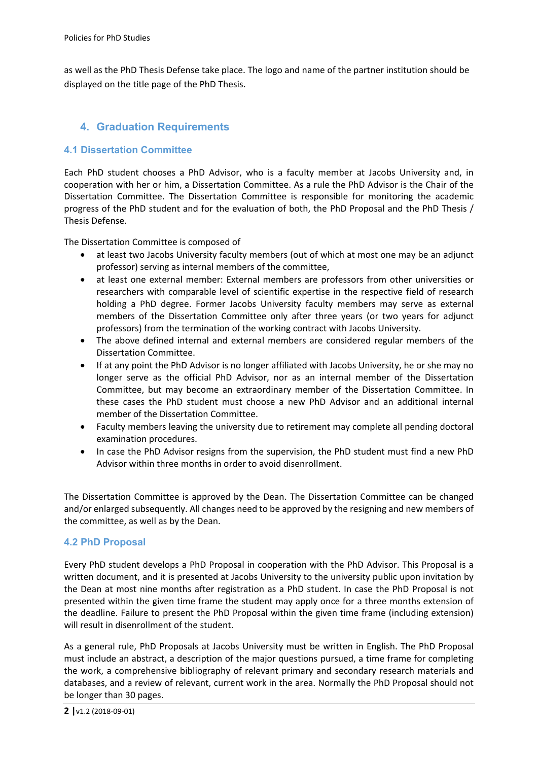as well as the PhD Thesis Defense take place. The logo and name of the partner institution should be displayed on the title page of the PhD Thesis.

## 4. Graduation Requirements

### 4.1 Dissertation Committee

Each PhD student chooses a PhD Advisor, who is a faculty member at Jacobs University and, in cooperation with her or him, a Dissertation Committee. As a rule the PhD Advisor is the Chair of the Dissertation Committee. The Dissertation Committee is responsible for monitoring the academic progress of the PhD student and for the evaluation of both, the PhD Proposal and the PhD Thesis / Thesis Defense.

The Dissertation Committee is composed of

- at least two Jacobs University faculty members (out of which at most one may be an adjunct professor) serving as internal members of the committee,
- at least one external member: External members are professors from other universities or researchers with comparable level of scientific expertise in the respective field of research holding a PhD degree. Former Jacobs University faculty members may serve as external members of the Dissertation Committee only after three years (or two years for adjunct professors) from the termination of the working contract with Jacobs University.
- The above defined internal and external members are considered regular members of the Dissertation Committee.
- If at any point the PhD Advisor is no longer affiliated with Jacobs University, he or she may no longer serve as the official PhD Advisor, nor as an internal member of the Dissertation Committee, but may become an extraordinary member of the Dissertation Committee. In these cases the PhD student must choose a new PhD Advisor and an additional internal member of the Dissertation Committee.
- Faculty members leaving the university due to retirement may complete all pending doctoral examination procedures.
- In case the PhD Advisor resigns from the supervision, the PhD student must find a new PhD Advisor within three months in order to avoid disenrollment.

The Dissertation Committee is approved by the Dean. The Dissertation Committee can be changed and/or enlarged subsequently. All changes need to be approved by the resigning and new members of the committee, as well as by the Dean.

### 4.2 PhD Proposal

Every PhD student develops a PhD Proposal in cooperation with the PhD Advisor. This Proposal is a written document, and it is presented at Jacobs University to the university public upon invitation by the Dean at most nine months after registration as a PhD student. In case the PhD Proposal is not presented within the given time frame the student may apply once for a three months extension of the deadline. Failure to present the PhD Proposal within the given time frame (including extension) will result in disenrollment of the student.

As a general rule, PhD Proposals at Jacobs University must be written in English. The PhD Proposal must include an abstract, a description of the major questions pursued, a time frame for completing the work, a comprehensive bibliography of relevant primary and secondary research materials and databases, and a review of relevant, current work in the area. Normally the PhD Proposal should not be longer than 30 pages.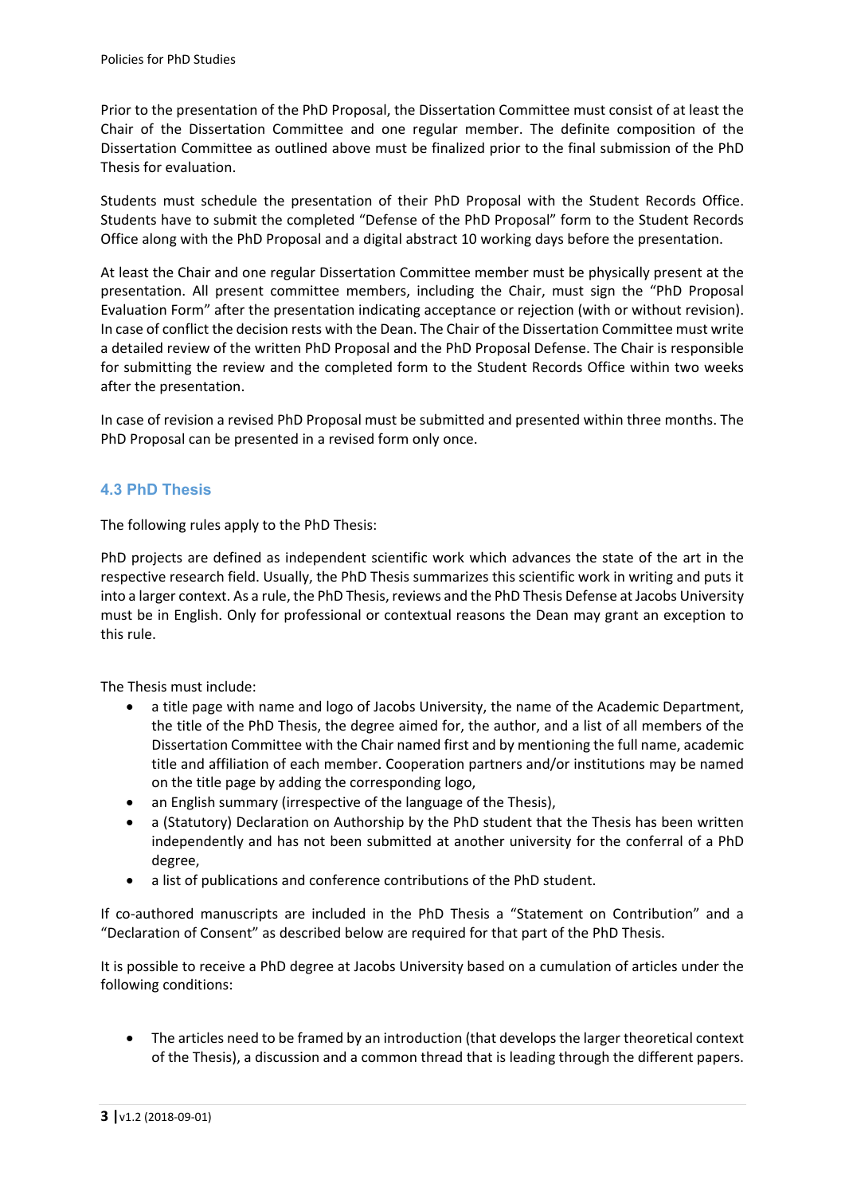Prior to the presentation of the PhD Proposal, the Dissertation Committee must consist of at least the Chair of the Dissertation Committee and one regular member. The definite composition of the Dissertation Committee as outlined above must be finalized prior to the final submission of the PhD Thesis for evaluation.

Students must schedule the presentation of their PhD Proposal with the Student Records Office. Students have to submit the completed "Defense of the PhD Proposal" form to the Student Records Office along with the PhD Proposal and a digital abstract 10 working days before the presentation.

At least the Chair and one regular Dissertation Committee member must be physically present at the presentation. All present committee members, including the Chair, must sign the "PhD Proposal Evaluation Form" after the presentation indicating acceptance or rejection (with or without revision). In case of conflict the decision rests with the Dean. The Chair of the Dissertation Committee must write a detailed review of the written PhD Proposal and the PhD Proposal Defense. The Chair is responsible for submitting the review and the completed form to the Student Records Office within two weeks after the presentation.

In case of revision a revised PhD Proposal must be submitted and presented within three months. The PhD Proposal can be presented in a revised form only once.

### 4.3 PhD Thesis

The following rules apply to the PhD Thesis:

PhD projects are defined as independent scientific work which advances the state of the art in the respective research field. Usually, the PhD Thesis summarizes this scientific work in writing and puts it into a larger context. As a rule, the PhD Thesis, reviews and the PhD Thesis Defense at Jacobs University must be in English. Only for professional or contextual reasons the Dean may grant an exception to this rule.

The Thesis must include:

- a title page with name and logo of Jacobs University, the name of the Academic Department, the title of the PhD Thesis, the degree aimed for, the author, and a list of all members of the Dissertation Committee with the Chair named first and by mentioning the full name, academic title and affiliation of each member. Cooperation partners and/or institutions may be named on the title page by adding the corresponding logo,
- an English summary (irrespective of the language of the Thesis),
- a (Statutory) Declaration on Authorship by the PhD student that the Thesis has been written independently and has not been submitted at another university for the conferral of a PhD degree,
- a list of publications and conference contributions of the PhD student.

If co-authored manuscripts are included in the PhD Thesis a "Statement on Contribution" and a "Declaration of Consent" as described below are required for that part of the PhD Thesis.

It is possible to receive a PhD degree at Jacobs University based on a cumulation of articles under the following conditions:

- The articles need to be framed by an introduction (that develops the larger theoretical context of the Thesis), a discussion and a common thread that is leading through the different papers.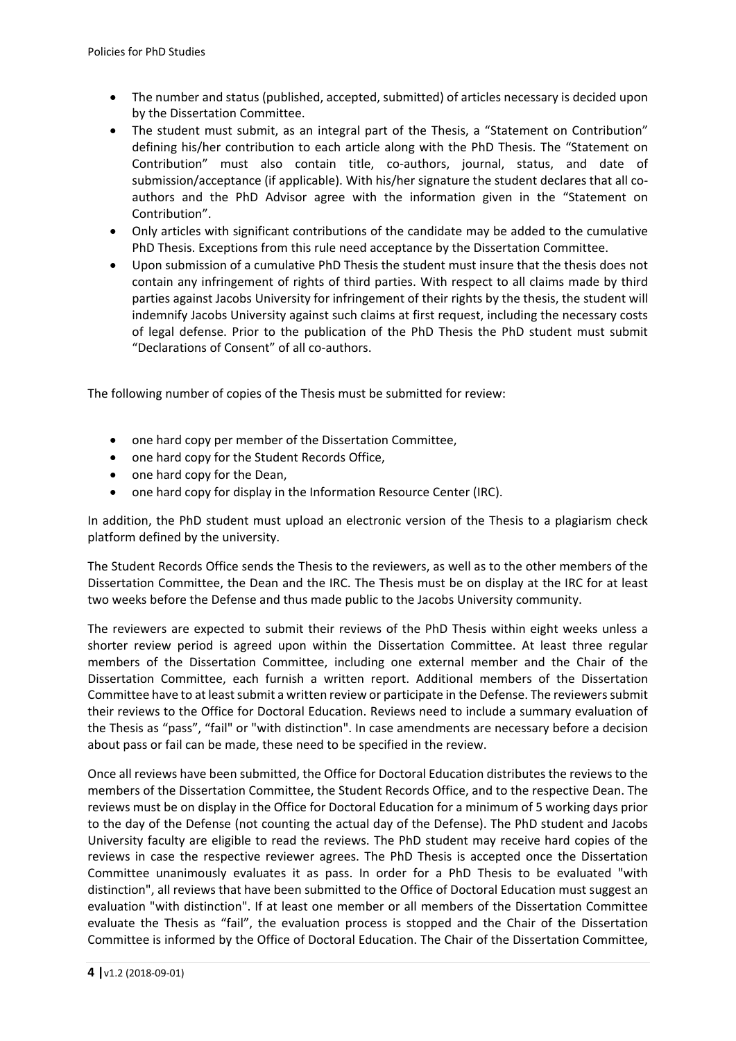- The number and status (published, accepted, submitted) of articles necessary is decided upon by the Dissertation Committee.
- The student must submit, as an integral part of the Thesis, a "Statement on Contribution" defining his/her contribution to each article along with the PhD Thesis. The "Statement on Contribution" must also contain title, co-authors, journal, status, and date of submission/acceptance (if applicable). With his/her signature the student declares that all co-authors and the PhD Advisor agree with the information given in the "Statement on Contribution".
- Only articles with significant contributions of the candidate may be added to the cumulative PhD Thesis. Exceptions from this rule need acceptance by the Dissertation Committee.
- Upon submission of a cumulative PhD Thesis the student must insure that the thesis does not contain any infringement of rights of third parties. With respect to all claims made by third parties against Jacobs University for infringement of their rights by the thesis, the student will indemnify Jacobs University against such claims at first request, including the necessary costs of legal defense. Prior to the publication of the PhD Thesis the PhD student must submit "Declarations of Consent" of all co-authors.

The following number of copies of the Thesis must be submitted for review:

- one hard copy per member of the Dissertation Committee,
- one hard copy for the Student Records Office,
- one hard copy for the Dean,
- one hard copy for display in the Information Resource Center (IRC).

In addition, the PhD student must upload an electronic version of the Thesis to a plagiarism check platform defined by the university.

The Student Records Office sends the Thesis to the reviewers, as well as to the other members of the Dissertation Committee, the Dean and the IRC. The Thesis must be on display at the IRC for at least two weeks before the Defense and thus made public to the Jacobs University community.

The reviewers are expected to submit their reviews of the PhD Thesis within eight weeks unless a shorter review period is agreed upon within the Dissertation Committee. At least three regular members of the Dissertation Committee, including one external member and the Chair of the Dissertation Committee, each furnish a written report. Additional members of the Dissertation Committee have to at least submit a written review or participate in the Defense. The reviewers submit their reviews to the Office for Doctoral Education. Reviews need to include a summary evaluation of the Thesis as "pass", "fail" or "with distinction". In case amendments are necessary before a decision about pass or fail can be made, these need to be specified in the review.

Once all reviews have been submitted, the Office for Doctoral Education distributes the reviews to the members of the Dissertation Committee, the Student Records Office, and to the respective Dean. The reviews must be on display in the Office for Doctoral Education for a minimum of 5 working days prior to the day of the Defense (not counting the actual day of the Defense). The PhD student and Jacobs University faculty are eligible to read the reviews. The PhD student may receive hard copies of the reviews in case the respective reviewer agrees. The PhD Thesis is accepted once the Dissertation Committee unanimously evaluates it as pass. In order for a PhD Thesis to be evaluated "with distinction", all reviews that have been submitted to the Office of Doctoral Education must suggest an evaluation "with distinction". If at least one member or all members of the Dissertation Committee evaluate the Thesis as "fail", the evaluation process is stopped and the Chair of the Dissertation Committee is informed by the Office of Doctoral Education. The Chair of the Dissertation Committee,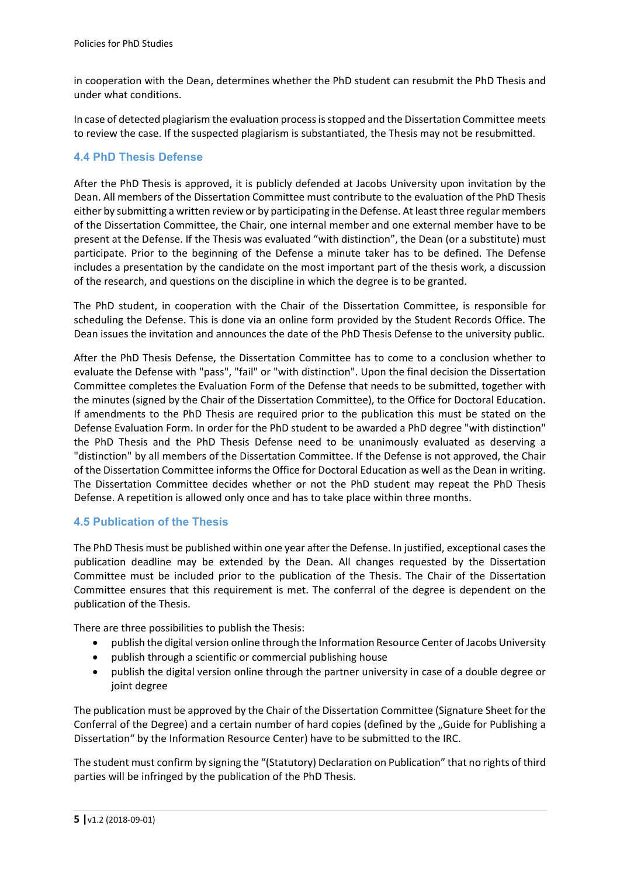in cooperation with the Dean, determines whether the PhD student can resubmit the PhD Thesis and under what conditions.

In case of detected plagiarism the evaluation process is stopped and the Dissertation Committee meets to review the case. If the suspected plagiarism is substantiated, the Thesis may not be resubmitted.

### 4.4 PhD Thesis Defense

After the PhD Thesis is approved, it is publicly defended at Jacobs University upon invitation by the Dean. All members of the Dissertation Committee must contribute to the evaluation of the PhD Thesis either by submitting a written review or by participating in the Defense. At least three regular members of the Dissertation Committee, the Chair, one internal member and one external member have to be present at the Defense. If the Thesis was evaluated "with distinction", the Dean (or a substitute) must participate. Prior to the beginning of the Defense a minute taker has to be defined. The Defense includes a presentation by the candidate on the most important part of the thesis work, a discussion of the research, and questions on the discipline in which the degree is to be granted.

The PhD student, in cooperation with the Chair of the Dissertation Committee, is responsible for scheduling the Defense. This is done via an online form provided by the Student Records Office. The Dean issues the invitation and announces the date of the PhD Thesis Defense to the university public.

After the PhD Thesis Defense, the Dissertation Committee has to come to a conclusion whether to evaluate the Defense with "pass", "fail" or "with distinction". Upon the final decision the Dissertation Committee completes the Evaluation Form of the Defense that needs to be submitted, together with the minutes (signed by the Chair of the Dissertation Committee), to the Office for Doctoral Education. If amendments to the PhD Thesis are required prior to the publication this must be stated on the Defense Evaluation Form. In order for the PhD student to be awarded a PhD degree "with distinction" the PhD Thesis and the PhD Thesis Defense need to be unanimously evaluated as deserving a "distinction" by all members of the Dissertation Committee. If the Defense is not approved, the Chair of the Dissertation Committee informs the Office for Doctoral Education as well as the Dean in writing. The Dissertation Committee decides whether or not the PhD student may repeat the PhD Thesis Defense. A repetition is allowed only once and has to take place within three months.

### 4.5 Publication of the Thesis

The PhD Thesis must be published within one year after the Defense. In justified, exceptional cases the publication deadline may be extended by the Dean. All changes requested by the Dissertation Committee must be included prior to the publication of the Thesis. The Chair of the Dissertation Committee ensures that this requirement is met. The conferral of the degree is dependent on the publication of the Thesis.

There are three possibilities to publish the Thesis:

- publish the digital version online through the Information Resource Center of Jacobs University
- publish through a scientific or commercial publishing house
- publish the digital version online through the partner university in case of a double degree or joint degree

The publication must be approved by the Chair of the Dissertation Committee (Signature Sheet for the Conferral of the Degree) and a certain number of hard copies (defined by the „Guide for Publishing a Dissertation" by the Information Resource Center) have to be submitted to the IRC.

The student must confirm by signing the "(Statutory) Declaration on Publication" that no rights of third parties will be infringed by the publication of the PhD Thesis.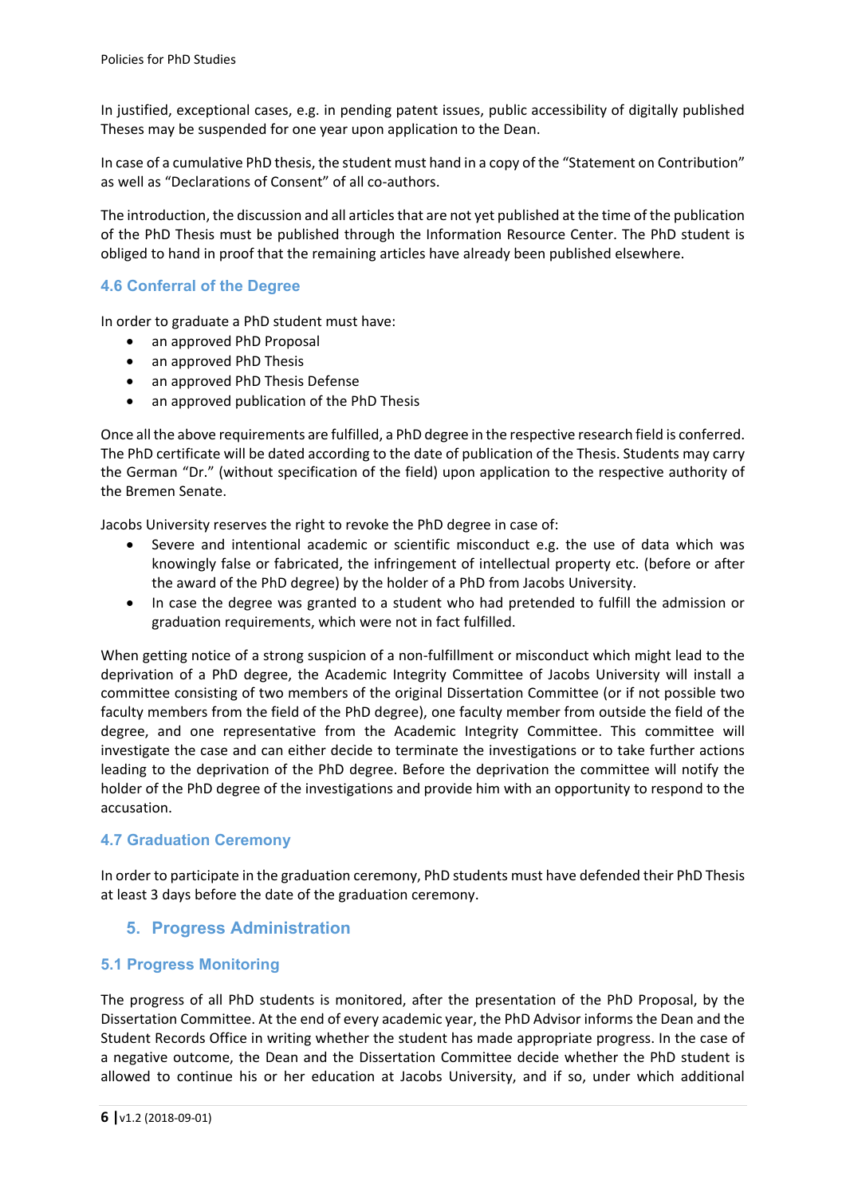In justified, exceptional cases, e.g. in pending patent issues, public accessibility of digitally published Theses may be suspended for one year upon application to the Dean.

In case of a cumulative PhD thesis, the student must hand in a copy of the "Statement on Contribution" as well as "Declarations of Consent" of all co-authors.

The introduction, the discussion and all articles that are not yet published at the time of the publication of the PhD Thesis must be published through the Information Resource Center. The PhD student is obliged to hand in proof that the remaining articles have already been published elsewhere.

### 4.6 Conferral of the Degree

In order to graduate a PhD student must have:

- an approved PhD Proposal
- an approved PhD Thesis
- an approved PhD Thesis Defense
- an approved publication of the PhD Thesis

Once all the above requirements are fulfilled, a PhD degree in the respective research field is conferred. The PhD certificate will be dated according to the date of publication of the Thesis. Students may carry the German "Dr." (without specification of the field) upon application to the respective authority of the Bremen Senate.

Jacobs University reserves the right to revoke the PhD degree in case of:

- Severe and intentional academic or scientific misconduct e.g. the use of data which was knowingly false or fabricated, the infringement of intellectual property etc. (before or after the award of the PhD degree) by the holder of a PhD from Jacobs University.
- In case the degree was granted to a student who had pretended to fulfill the admission or graduation requirements, which were not in fact fulfilled.

When getting notice of a strong suspicion of a non-fulfillment or misconduct which might lead to the deprivation of a PhD degree, the Academic Integrity Committee of Jacobs University will install a committee consisting of two members of the original Dissertation Committee (or if not possible two faculty members from the field of the PhD degree), one faculty member from outside the field of the degree, and one representative from the Academic Integrity Committee. This committee will investigate the case and can either decide to terminate the investigations or to take further actions leading to the deprivation of the PhD degree. Before the deprivation the committee will notify the holder of the PhD degree of the investigations and provide him with an opportunity to respond to the accusation.

### 4.7 Graduation Ceremony

In order to participate in the graduation ceremony, PhD students must have defended their PhD Thesis at least 3 days before the date of the graduation ceremony.

## 5. Progress Administration

### 5.1 Progress Monitoring

The progress of all PhD students is monitored, after the presentation of the PhD Proposal, by the Dissertation Committee. At the end of every academic year, the PhD Advisor informs the Dean and the Student Records Office in writing whether the student has made appropriate progress. In the case of a negative outcome, the Dean and the Dissertation Committee decide whether the PhD student is allowed to continue his or her education at Jacobs University, and if so, under which additional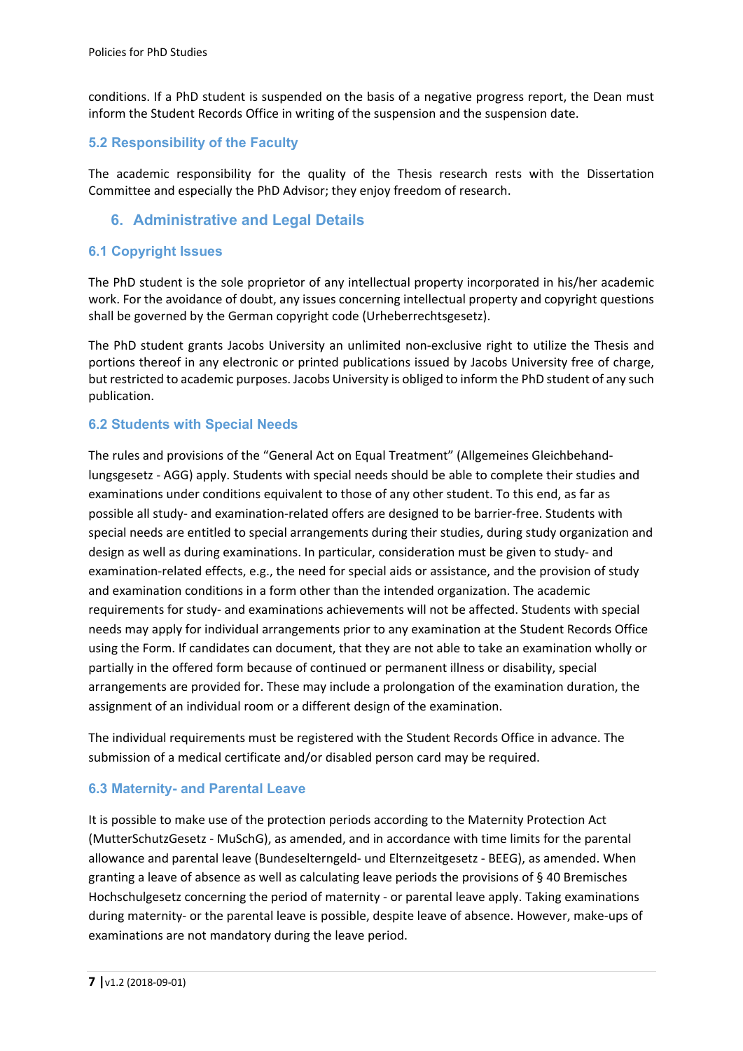conditions. If a PhD student is suspended on the basis of a negative progress report, the Dean must inform the Student Records Office in writing of the suspension and the suspension date.

### 5.2 Responsibility of the Faculty

The academic responsibility for the quality of the Thesis research rests with the Dissertation Committee and especially the PhD Advisor; they enjoy freedom of research.

## 6. Administrative and Legal Details

### 6.1 Copyright Issues

The PhD student is the sole proprietor of any intellectual property incorporated in his/her academic work. For the avoidance of doubt, any issues concerning intellectual property and copyright questions shall be governed by the German copyright code (Urheberrechtsgesetz).

The PhD student grants Jacobs University an unlimited non-exclusive right to utilize the Thesis and portions thereof in any electronic or printed publications issued by Jacobs University free of charge, but restricted to academic purposes. Jacobs University is obliged to inform the PhD student of any such publication.

### 6.2 Students with Special Needs

The rules and provisions of the "General Act on Equal Treatment" (Allgemeines Gleichbehandlungsgesetz - AGG) apply. Students with special needs should be able to complete their studies and examinations under conditions equivalent to those of any other student. To this end, as far as possible all study- and examination-related offers are designed to be barrier-free. Students with special needs are entitled to special arrangements during their studies, during study organization and design as well as during examinations. In particular, consideration must be given to study- and examination-related effects, e.g., the need for special aids or assistance, and the provision of study and examination conditions in a form other than the intended organization. The academic requirements for study- and examinations achievements will not be affected. Students with special needs may apply for individual arrangements prior to any examination at the Student Records Office using the Form. If candidates can document, that they are not able to take an examination wholly or partially in the offered form because of continued or permanent illness or disability, special arrangements are provided for. These may include a prolongation of the examination duration, the assignment of an individual room or a different design of the examination.

The individual requirements must be registered with the Student Records Office in advance. The submission of a medical certificate and/or disabled person card may be required.

### 6.3 Maternity- and Parental Leave

It is possible to make use of the protection periods according to the Maternity Protection Act (MutterSchutzGesetz - MuSchG), as amended, and in accordance with time limits for the parental allowance and parental leave (Bundeselterngeld- und Elternzeitgesetz - BEEG), as amended. When granting a leave of absence as well as calculating leave periods the provisions of § 40 Bremisches Hochschulgesetz concerning the period of maternity - or parental leave apply. Taking examinations during maternity- or the parental leave is possible, despite leave of absence. However, make-ups of examinations are not mandatory during the leave period.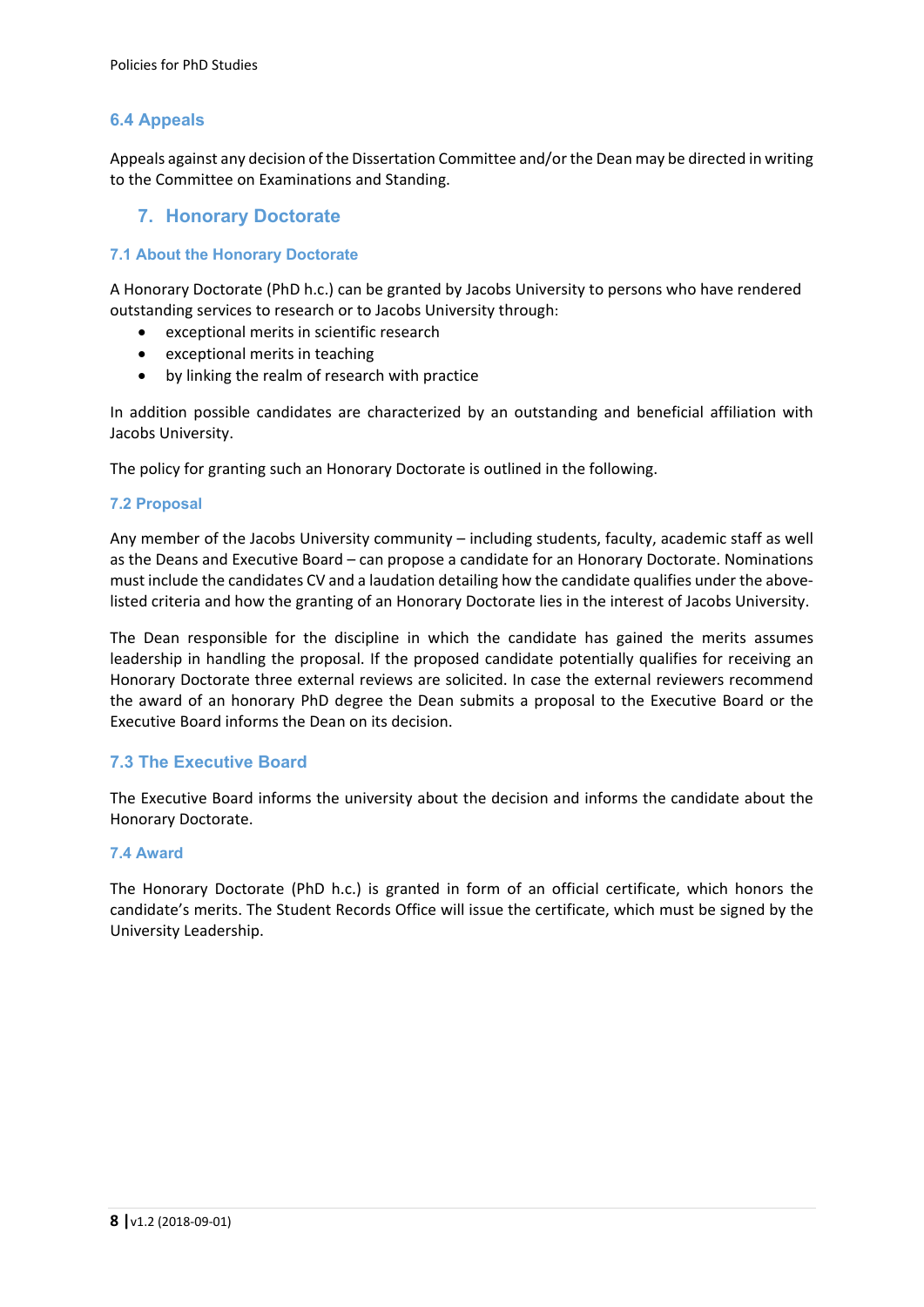### 6.4 Appeals

Appeals against any decision of the Dissertation Committee and/or the Dean may be directed in writing to the Committee on Examinations and Standing.

## 7. Honorary Doctorate

### 7.1 About the Honorary Doctorate

A Honorary Doctorate (PhD h.c.) can be granted by Jacobs University to persons who have rendered outstanding services to research or to Jacobs University through:

- exceptional merits in scientific research
- exceptional merits in teaching
- by linking the realm of research with practice

In addition possible candidates are characterized by an outstanding and beneficial affiliation with Jacobs University.

The policy for granting such an Honorary Doctorate is outlined in the following.

### 7.2 Proposal

Any member of the Jacobs University community – including students, faculty, academic staff as well as the Deans and Executive Board – can propose a candidate for an Honorary Doctorate. Nominations must include the candidates CV and a laudation detailing how the candidate qualifies under the above-listed criteria and how the granting of an Honorary Doctorate lies in the interest of Jacobs University.

The Dean responsible for the discipline in which the candidate has gained the merits assumes leadership in handling the proposal. If the proposed candidate potentially qualifies for receiving an Honorary Doctorate three external reviews are solicited. In case the external reviewers recommend the award of an honorary PhD degree the Dean submits a proposal to the Executive Board or the Executive Board informs the Dean on its decision.

### 7.3 The Executive Board

The Executive Board informs the university about the decision and informs the candidate about the Honorary Doctorate.

### 7.4 Award

The Honorary Doctorate (PhD h.c.) is granted in form of an official certificate, which honors the candidate's merits. The Student Records Office will issue the certificate, which must be signed by the University Leadership.